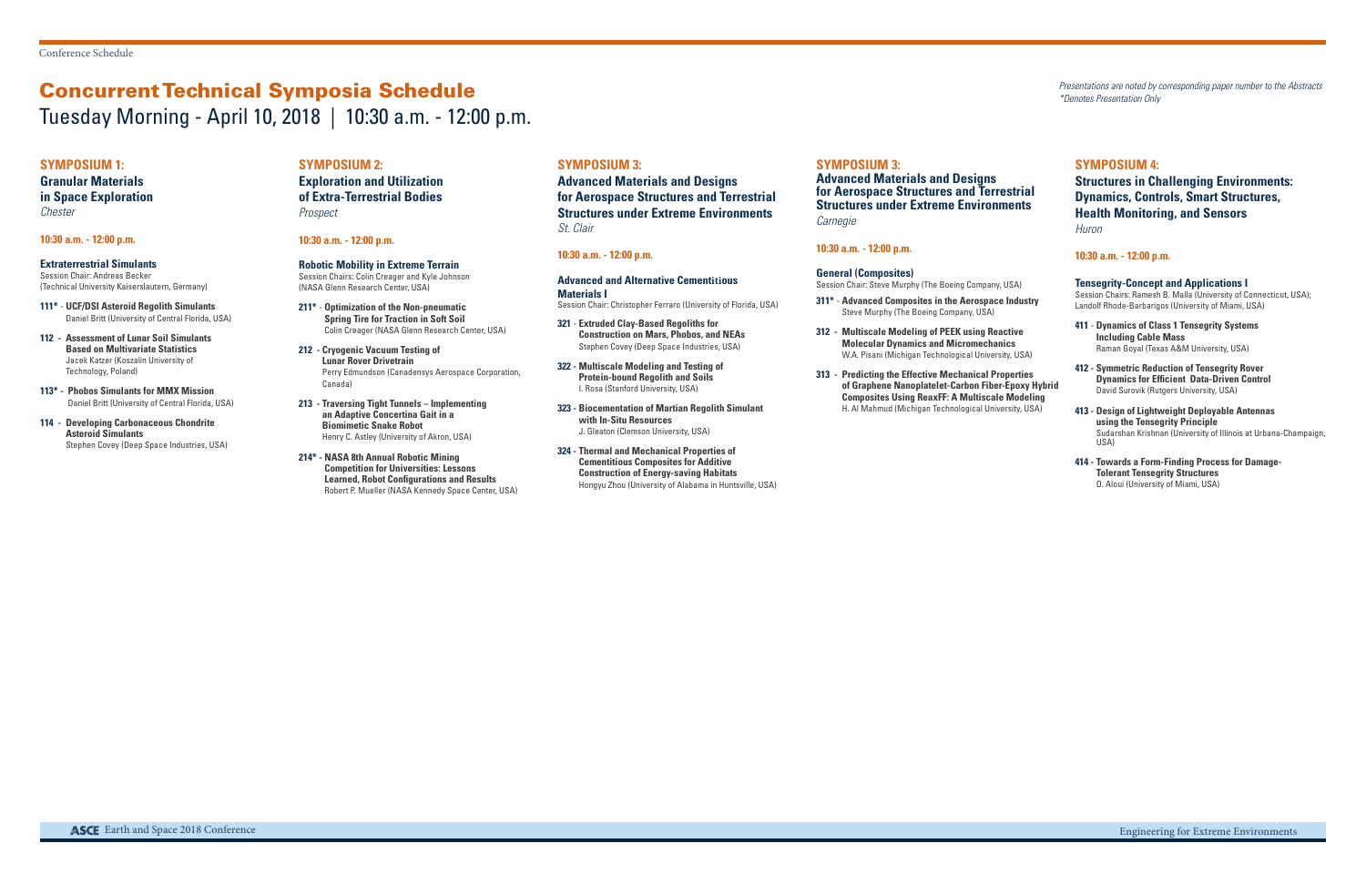# Concurrent Technical Symposia Schedule

## Tuesday Morning - April 10, 2018 | 10:30 a.m. - 12:00 p.m.

*Presentations are noted by corresponding paper number to the Abstracts*
*Denotes Presentation Only

### SYMPOSIUM 1:

**Granular Materials in Space Exploration**
*Chester*

**10:30 a.m. - 12:00 p.m.**

**Extraterrestrial Simulants**
Session Chair: Andreas Becker (Technical University Kaiserslautern, Germany)

- **111* - UCF/DSI Asteroid Regolith Simulants**
  Daniel Britt (University of Central Florida, USA)
- **112 - Assessment of Lunar Soil Simulants Based on Multivariate Statistics**
  Jacek Katzer (Koszalin University of Technology, Poland)
- **113* - Phobos Simulants for MMX Mission**
  Daniel Britt (University of Central Florida, USA)
- **114 - Developing Carbonaceous Chondrite Asteroid Simulants**
  Stephen Covey (Deep Space Industries, USA)

### SYMPOSIUM 2:

**Exploration and Utilization of Extra-Terrestrial Bodies**
*Prospect*

**10:30 a.m. - 12:00 p.m.**

**Robotic Mobility in Extreme Terrain**
Session Chairs: Colin Creager and Kyle Johnson (NASA Glenn Research Center, USA)

- **211* - Optimization of the Non-pneumatic Spring Tire for Traction in Soft Soil**
  Colin Creager (NASA Glenn Research Center, USA)
- **212 - Cryogenic Vacuum Testing of Lunar Rover Drivetrain**
  Perry Edmundson (Canadensys Aerospace Corporation, Canada)
- **213 - Traversing Tight Tunnels – Implementing an Adaptive Concertina Gait in a Biomimetic Snake Robot**
  Henry C. Astley (University of Akron, USA)
- **214* - NASA 8th Annual Robotic Mining Competition for Universities: Lessons Learned, Robot Configurations and Results**
  Robert P. Mueller (NASA Kennedy Space Center, USA)

### SYMPOSIUM 3:

**Advanced Materials and Designs for Aerospace Structures and Terrestrial Structures under Extreme Environments**
*St. Clair*

**10:30 a.m. - 12:00 p.m.**

**Advanced and Alternative Cementitious Materials I**
Session Chair: Christopher Ferraro (University of Florida, USA)

- **321 - Extruded Clay-Based Regoliths for Construction on Mars, Phobos, and NEAs**
  Stephen Covey (Deep Space Industries, USA)
- **322 - Multiscale Modeling and Testing of Protein-bound Regolith and Soils**
  I. Rosa (Stanford University, USA)
- **323 - Biocementation of Martian Regolith Simulant with In-Situ Resources**
  J. Gleaton (Clemson University, USA)
- **324 - Thermal and Mechanical Properties of Cementitious Composites for Additive Construction of Energy-saving Habitats**
  Hongyu Zhou (University of Alabama in Huntsville, USA)

### SYMPOSIUM 3:

**Advanced Materials and Designs for Aerospace Structures and Terrestrial Structures under Extreme Environments**
*Carnegie*

**10:30 a.m. - 12:00 p.m.**

**General (Composites)**
Session Chair: Steve Murphy (The Boeing Company, USA)

- **311* - Advanced Composites in the Aerospace Industry**
  Steve Murphy (The Boeing Company, USA)
- **312 - Multiscale Modeling of PEEK using Reactive Molecular Dynamics and Micromechanics**
  W.A. Pisani (Michigan Technological University, USA)
- **313 - Predicting the Effective Mechanical Properties of Graphene Nanoplatelet-Carbon Fiber-Epoxy Hybrid Composites Using ReaxFF: A Multiscale Modeling**
  H. Al Mahmud (Michigan Technological University, USA)

### SYMPOSIUM 4:

**Structures in Challenging Environments: Dynamics, Controls, Smart Structures, Health Monitoring, and Sensors**
*Huron*

**10:30 a.m. - 12:00 p.m.**

**Tensegrity-Concept and Applications I**
Session Chairs: Ramesh B. Malla (University of Connecticut, USA); Landolf Rhode-Barbarigos (University of Miami, USA)

- **411 - Dynamics of Class 1 Tensegrity Systems Including Cable Mass**
  Raman Goyal (Texas A&M University, USA)
- **412 - Symmetric Reduction of Tensegrity Rover Dynamics for Efficient Data-Driven Control**
  David Surovik (Rutgers University, USA)
- **413 - Design of Lightweight Deployable Antennas using the Tensegrity Principle**
  Sudarshan Krishnan (University of Illinois at Urbana-Champaign, USA)
- **414 - Towards a Form-Finding Process for Damage-Tolerant Tensegrity Structures**
  O. Aloui (University of Miami, USA)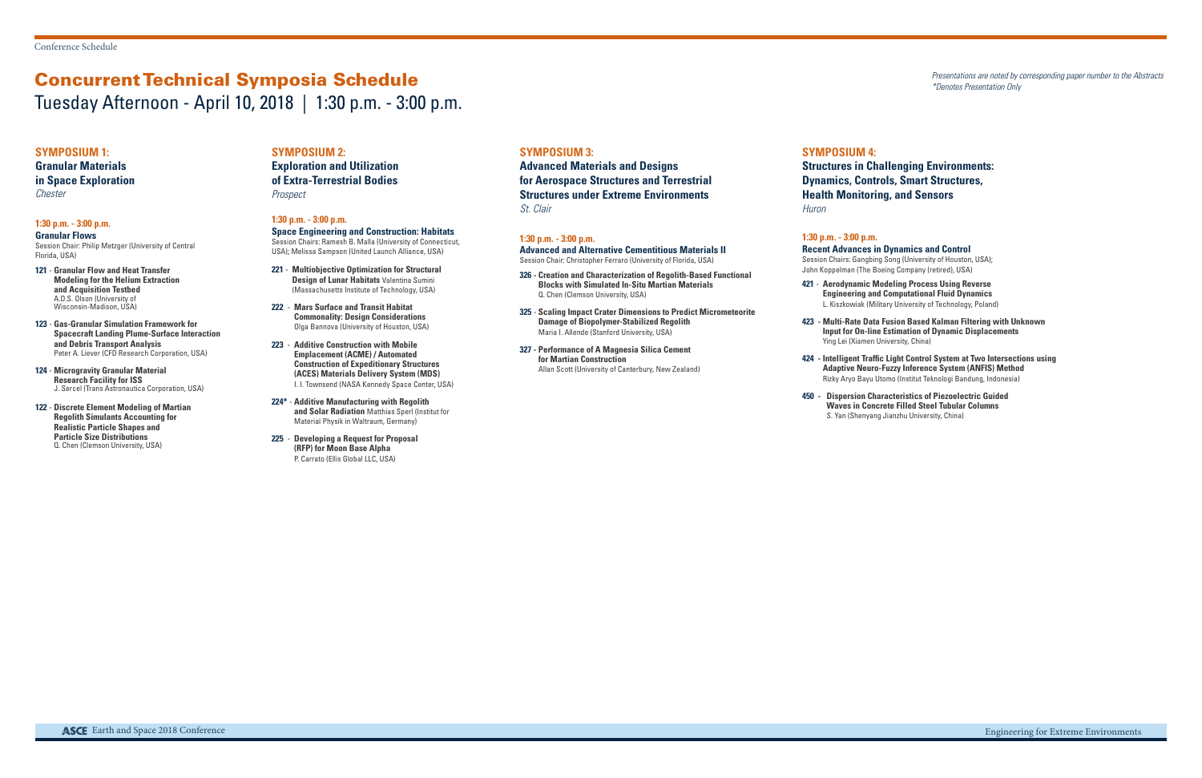# Concurrent Technical Symposia Schedule

## Tuesday Afternoon - April 10, 2018 | 1:30 p.m. - 3:00 p.m.

*Presentations are noted by corresponding paper number to the Abstracts*
*\*Denotes Presentation Only*

### SYMPOSIUM 1: Granular Materials in Space Exploration

*Chester*

**1:30 p.m. - 3:00 p.m.**

**Granular Flows**
Session Chair: Philip Metzger (University of Central Florida, USA)

- **121 - Granular Flow and Heat Transfer Modeling for the Helium Extraction and Acquisition Testbed** A.D.S. Olson (University of Wisconsin-Madison, USA)
- **123 - Gas-Granular Simulation Framework for Spacecraft Landing Plume-Surface Interaction and Debris Transport Analysis** Peter A. Liever (CFD Research Corporation, USA)
- **124 - Microgravity Granular Material Research Facility for ISS** J. Sercel (Trans Astronautica Corporation, USA)
- **122 - Discrete Element Modeling of Martian Regolith Simulants Accounting for Realistic Particle Shapes and Particle Size Distributions** Q. Chen (Clemson University, USA)

### SYMPOSIUM 2: Exploration and Utilization of Extra-Terrestrial Bodies

*Prospect*

**1:30 p.m. - 3:00 p.m.**

**Space Engineering and Construction: Habitats**
Session Chairs: Ramesh B. Malla (University of Connecticut, USA); Melissa Sampson (United Launch Alliance, USA)

- **221 - Multiobjective Optimization for Structural Design of Lunar Habitats** Valentina Sumini (Massachusetts Institute of Technology, USA)
- **222 - Mars Surface and Transit Habitat Commonality: Design Considerations** Olga Bannova (University of Houston, USA)
- **223 - Additive Construction with Mobile Emplacement (ACME) / Automated Construction of Expeditionary Structures (ACES) Materials Delivery System (MDS)** I. I. Townsend (NASA Kennedy Space Center, USA)
- **224\* - Additive Manufacturing with Regolith and Solar Radiation** Matthias Sperl (Institut for Material Physik in Waltraum, Germany)
- **225 - Developing a Request for Proposal (RFP) for Moon Base Alpha** P. Carrato (Ellis Global LLC, USA)

### SYMPOSIUM 3: Advanced Materials and Designs for Aerospace Structures and Terrestrial Structures under Extreme Environments

*St. Clair*

**1:30 p.m. - 3:00 p.m.**

**Advanced and Alternative Cementitious Materials II**
Session Chair: Christopher Ferraro (University of Florida, USA)

- **326 - Creation and Characterization of Regolith-Based Functional Blocks with Simulated In-Situ Martian Materials** Q. Chen (Clemson University, USA)
- **325 - Scaling Impact Crater Dimensions to Predict Micrometeorite Damage of Biopolymer-Stabilized Regolith** Maria I. Allende (Stanford University, USA)
- **327 - Performance of A Magnesia Silica Cement for Martian Construction** Allan Scott (University of Canterbury, New Zealand)

### SYMPOSIUM 4: Structures in Challenging Environments: Dynamics, Controls, Smart Structures, Health Monitoring, and Sensors

*Huron*

**1:30 p.m. - 3:00 p.m.**

**Recent Advances in Dynamics and Control**
Session Chairs: Gangbing Song (University of Houston, USA); John Koppelman (The Boeing Company (retired), USA)

- **421 - Aerodynamic Modeling Process Using Reverse Engineering and Computational Fluid Dynamics** L. Kiszkowiak (Military University of Technology, Poland)
- **423 - Multi-Rate Data Fusion Based Kalman Filtering with Unknown Input for On-line Estimation of Dynamic Displacements** Ying Lei (Xiamen University, China)
- **424 - Intelligent Traffic Light Control System at Two Intersections using Adaptive Neuro-Fuzzy Inference System (ANFIS) Method** Rizky Aryo Bayu Utomo (Institut Teknologi Bandung, Indonesia)
- **450 - Dispersion Characteristics of Piezoelectric Guided Waves in Concrete Filled Steel Tubular Columns** S. Yan (Shenyang Jianzhu University, China)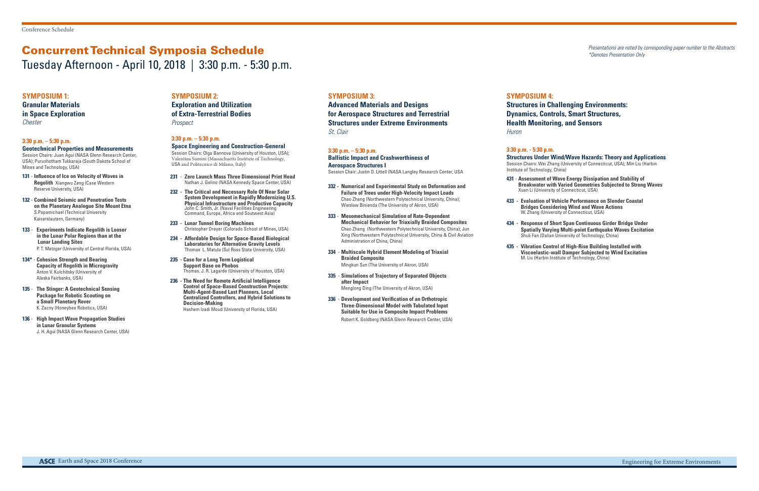# Concurrent Technical Symposia Schedule

Tuesday Afternoon - April 10, 2018 | 3:30 p.m. - 5:30 p.m.

*Presentations are noted by corresponding paper number to the Abstracts*
*\*Denotes Presentation Only*

## SYMPOSIUM 1:
## Granular Materials in Space Exploration
*Chester*

**3:30 p.m. – 5:30 p.m.**

**Geotechnical Properties and Measurements**

Session Chairs: Juan Agui (NASA Glenn Research Center, USA); Purushotham Tukkaraja (South Dakota School of Mines and Technology, USA)

- **131 - Influence of Ice on Velocity of Waves in Regolith** Xiangwu Zeng (Case Western Reserve University, USA)
- **132 - Combined Seismic and Penetration Tests on the Planetary Analogue Site Mount Etna** S.Papamichael (Technical University Kaiserslautern, Germany)
- **133 - Experiments Indicate Regolith is Looser in the Lunar Polar Regions than at the Lunar Landing Sites** P. T. Metzger (University of Central Florida, USA)
- **134\* - Cohesion Strength and Bearing Capacity of Regolith in Microgravity** Anton V. Kulchitsky (University of Alaska Fairbanks, USA)
- **135 - The Stinger: A Geotechnical Sensing Package for Robotic Scouting on a Small Planetary Rover** K. Zacny (Honeybee Robotics, USA)
- **136 - High Impact Wave Propagation Studies in Lunar Granular Systems** J. H. Agui (NASA Glenn Research Center, USA)

## SYMPOSIUM 2:
## Exploration and Utilization of Extra-Terrestrial Bodies
*Prospect*

**3:30 p.m. – 5:30 p.m.**

**Space Engineering and Construction-General**

Session Chairs: Olga Bannova (University of Houston, USA); Valentina Sumini (Massachuetts Institute of Technology, USA and Politecnico di Milano, Italy)

- **231 - Zero Launch Mass Three Dimensional Print Head** Nathan J. Gelino (NASA Kennedy Space Center, USA)
- **232 - The Critical and Necessary Role Of Near Solar System Development in Rapidly Modernizing U.S. Physical Infrastructure and Productive Capacity** John C. Smith, Jr. (Naval Facilities Engineering Command, Europe, Africa and Soutwest Asia)
- **233 - Lunar Tunnel Boring Machines** Christopher Dreyer (Colorado School of Mines, USA)
- **234 - Affordable Design for Space-Based Biological Laboratories for Alternative Gravity Levels** Thomas L. Matula (Sul Ross State University, USA)
- **235 - Case for a Long Term Logistical Support Base on Phobos** Thomas. J. R. Lagarde (University of Houston, USA)
- **236 - The Need for Remote Artificial Intelligence Control of Space-Based Construction Projects: Multi-Agent-Based Last Planners, Local Centralized Controllers, and Hybrid Solutions to Decision-Making** Hashem Izadi Moud (University of Florida, USA)

## SYMPOSIUM 3:
## Advanced Materials and Designs for Aerospace Structures and Terrestrial Structures under Extreme Environments
*St. Clair*

**3:30 p.m. – 5:30 p.m.**

**Ballistic Impact and Crashworthiness of Aerospace Structures I**

Session Chair: Justin D. Littell (NASA Langley Research Center, USA

- **332 - Numerical and Experimental Study on Deformation and Failure of Trees under High-Velocity Impact Loads** Chao Zhang (Northwestern Polytechnical University, China); Wieslaw Binienda (The University of Akron, USA)
- **333 - Mesomechanical Simulation of Rate-Dependent Mechanical Behavior for Triaxially Braided Composites** Chao Zhang (Northwestern Polytechnical University, China); Jun Xing (Northwestern Polytechnical University, China & Civil Aviation Administration of China, China)
- **334 - Multiscale Hybrid Element Modeling of Triaxial Braided Composite** Mingkun Sun (The University of Akron, USA)
- **335 - Simulations of Trajectory of Separated Objects after Impact** Menglong Ding (The University of Akron, USA)
- **336 - Development and Verification of an Orthotropic Three-Dimensional Model with Tabulated Input Suitable for Use in Composite Impact Problems** Robert K. Goldberg (NASA Glenn Research Center, USA)

## SYMPOSIUM 4:
## Structures in Challenging Environments: Dynamics, Controls, Smart Structures, Health Monitoring, and Sensors
*Huron*

**3:30 p.m. - 5:30 p.m.**

**Structures Under Wind/Wave Hazards: Theory and Applications**

Session Chairs: Wei Zhang (University of Connecticut, USA); Min Liu (Harbin Institute of Technology, China)

- **431 - Assessment of Wave Energy Dissipation and Stability of Breakwater with Varied Geometries Subjected to Strong Waves** Xuan Li (University of Connecticut, USA)
- **433 - Evaluation of Vehicle Performance on Slender Coastal Bridges Considering Wind and Wave Actions** W. Zhang (University of Connecticut, USA)
- **434 - Response of Short Span Continuous Girder Bridge Under Spatially Varying Multi-point Earthquake Waves Excitation** Shuli Fan (Dalian University of Technology, China)
- **435 - Vibration Control of High-Rise Building Installed with Viscoelastic-wall Damper Subjected to Wind Excitation** M. Liu (Harbin Institute of Technology, China)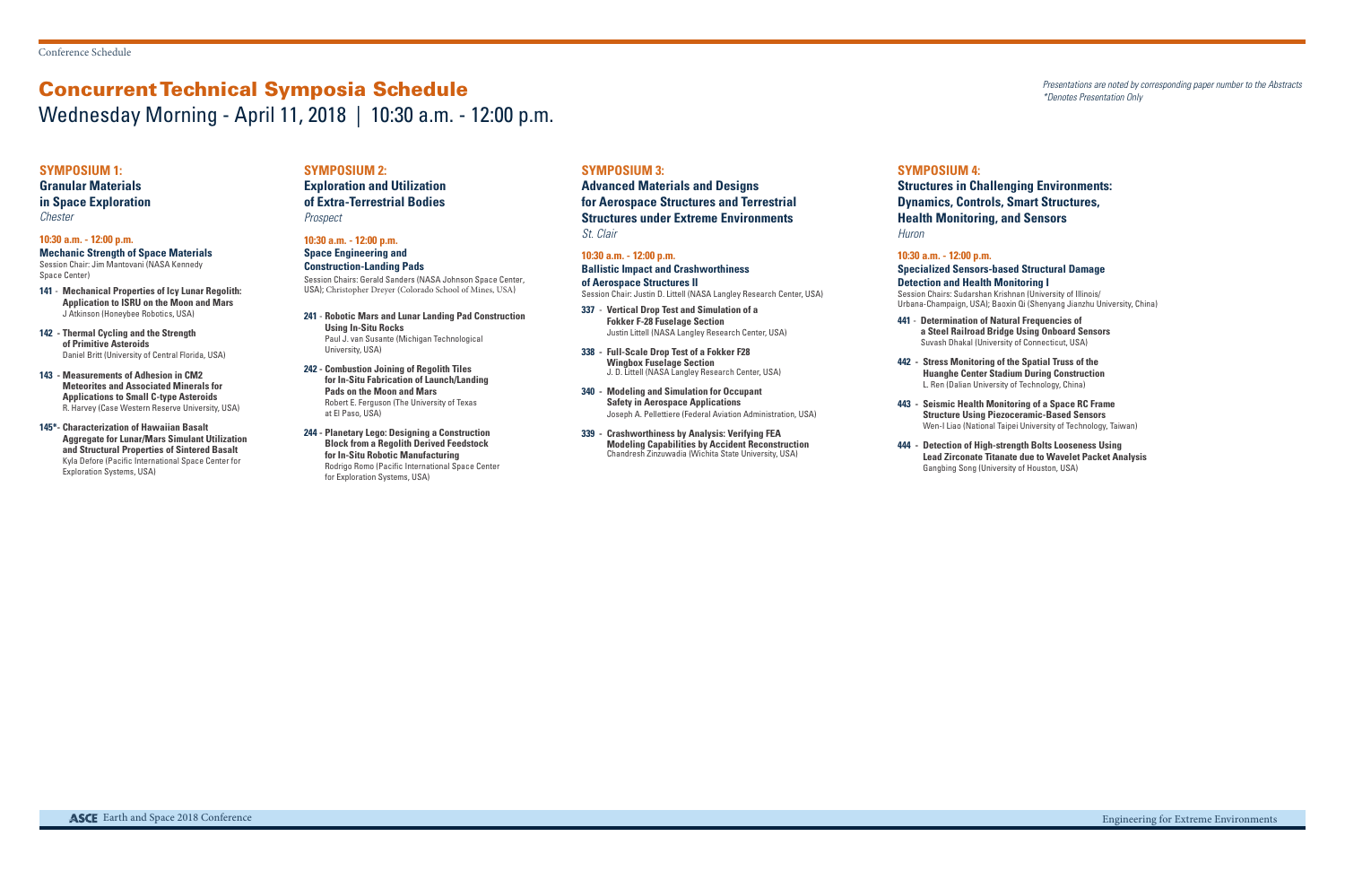# Concurrent Technical Symposia Schedule

## Wednesday Morning - April 11, 2018 | 10:30 a.m. - 12:00 p.m.

*Presentations are noted by corresponding paper number to the Abstracts*
*\*Denotes Presentation Only*

### SYMPOSIUM 1: Granular Materials in Space Exploration

*Chester*

**10:30 a.m. - 12:00 p.m.**

**Mechanic Strength of Space Materials**

Session Chair: Jim Mantovani (NASA Kennedy Space Center)

- **141 - Mechanical Properties of Icy Lunar Regolith: Application to ISRU on the Moon and Mars**
  J Atkinson (Honeybee Robotics, USA)
- **142 - Thermal Cycling and the Strength of Primitive Asteroids**
  Daniel Britt (University of Central Florida, USA)
- **143 - Measurements of Adhesion in CM2 Meteorites and Associated Minerals for Applications to Small C-type Asteroids**
  R. Harvey (Case Western Reserve University, USA)
- **145\*- Characterization of Hawaiian Basalt Aggregate for Lunar/Mars Simulant Utilization and Structural Properties of Sintered Basalt**
  Kyla Defore (Pacific International Space Center for Exploration Systems, USA)

### SYMPOSIUM 2: Exploration and Utilization of Extra-Terrestrial Bodies

*Prospect*

**10:30 a.m. - 12:00 p.m.**

**Space Engineering and Construction-Landing Pads**

Session Chairs: Gerald Sanders (NASA Johnson Space Center, USA); Christopher Dreyer (Colorado School of Mines, USA)

- **241 - Robotic Mars and Lunar Landing Pad Construction Using In-Situ Rocks**
  Paul J. van Susante (Michigan Technological University, USA)
- **242 - Combustion Joining of Regolith Tiles for In-Situ Fabrication of Launch/Landing Pads on the Moon and Mars**
  Robert E. Ferguson (The University of Texas at El Paso, USA)
- **244 - Planetary Lego: Designing a Construction Block from a Regolith Derived Feedstock for In-Situ Robotic Manufacturing**
  Rodrigo Romo (Pacific International Space Center for Exploration Systems, USA)

### SYMPOSIUM 3: Advanced Materials and Designs for Aerospace Structures and Terrestrial Structures under Extreme Environments

*St. Clair*

**10:30 a.m. - 12:00 p.m.**

**Ballistic Impact and Crashworthiness of Aerospace Structures II**

Session Chair: Justin D. Littell (NASA Langley Research Center, USA)

- **337 - Vertical Drop Test and Simulation of a Fokker F-28 Fuselage Section**
  Justin Littell (NASA Langley Research Center, USA)
- **338 - Full-Scale Drop Test of a Fokker F28 Wingbox Fuselage Section**
  J. D. Littell (NASA Langley Research Center, USA)
- **340 - Modeling and Simulation for Occupant Safety in Aerospace Applications**
  Joseph A. Pellettiere (Federal Aviation Administration, USA)
- **339 - Crashworthiness by Analysis: Verifying FEA Modeling Capabilities by Accident Reconstruction**
  Chandresh Zinzuwadia (Wichita State University, USA)

### SYMPOSIUM 4: Structures in Challenging Environments: Dynamics, Controls, Smart Structures, Health Monitoring, and Sensors

*Huron*

**10:30 a.m. - 12:00 p.m.**

**Specialized Sensors-based Structural Damage Detection and Health Monitoring I**

Session Chairs: Sudarshan Krishnan (University of Illinois/ Urbana-Champaign, USA); Baoxin Qi (Shenyang Jianzhu University, China)

- **441 - Determination of Natural Frequencies of a Steel Railroad Bridge Using Onboard Sensors**
  Suvash Dhakal (University of Connecticut, USA)
- **442 - Stress Monitoring of the Spatial Truss of the Huanghe Center Stadium During Construction**
  L. Ren (Dalian University of Technology, China)
- **443 - Seismic Health Monitoring of a Space RC Frame Structure Using Piezoceramic-Based Sensors**
  Wen-I Liao (National Taipei University of Technology, Taiwan)
- **444 - Detection of High-strength Bolts Looseness Using Lead Zirconate Titanate due to Wavelet Packet Analysis**
  Gangbing Song (University of Houston, USA)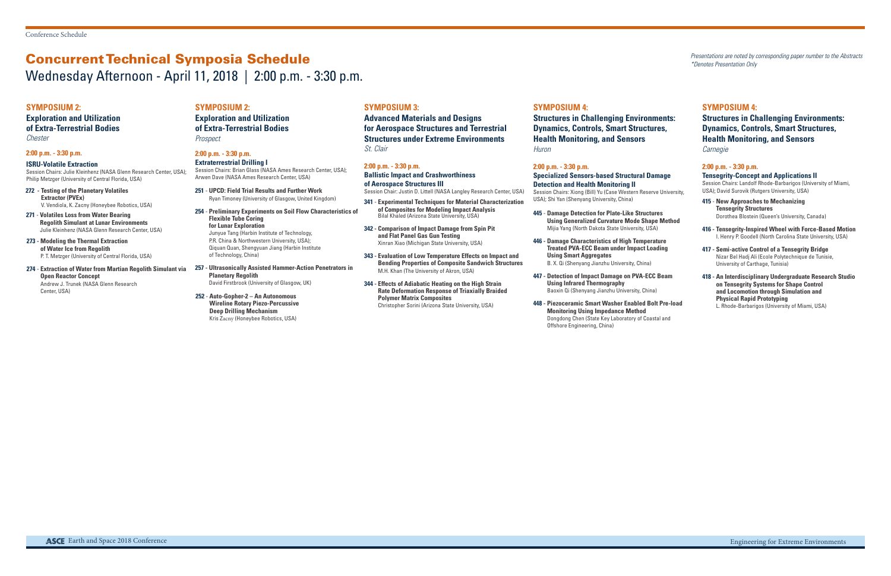# Concurrent Technical Symposia Schedule

## Wednesday Afternoon - April 11, 2018 | 2:00 p.m. - 3:30 p.m.

*Presentations are noted by corresponding paper number to the Abstracts*
*\*Denotes Presentation Only*

### SYMPOSIUM 2:

**Exploration and Utilization of Extra-Terrestrial Bodies**
*Chester*

**2:00 p.m. - 3:30 p.m.**

**ISRU-Volatile Extraction**
Session Chairs: Julie Kleinhenz (NASA Glenn Research Center, USA); Philip Metzger (University of Central Florida, USA)

- **272 - Testing of the Planetary Volatiles Extractor (PVEx)**
  V. Vendiola, K. Zacny (Honeybee Robotics, USA)
- **271 - Volatiles Loss from Water Bearing Regolith Simulant at Lunar Environments**
  Julie Kleinhenz (NASA Glenn Research Center, USA)
- **273 - Modeling the Thermal Extraction of Water Ice from Regolith**
  P. T. Metzger (University of Central Florida, USA)
- **274 - Extraction of Water from Martian Regolith Simulant via Open Reactor Concept**
  Andrew J. Trunek (NASA Glenn Research Center, USA)

### SYMPOSIUM 2:

**Exploration and Utilization of Extra-Terrestrial Bodies**
*Prospect*

**2:00 p.m. - 3:30 p.m.**

**Extraterrestrial Drilling I**
Session Chairs: Brian Glass (NASA Ames Research Center, USA); Arwen Dave (NASA Ames Research Center, USA)

- **251 - UPCD: Field Trial Results and Further Work**
  Ryan Timoney (University of Glasgow, United Kingdom)
- **254 - Preliminary Experiments on Soil Flow Characteristics of Flexible Tube Coring for Lunar Exploration**
  Junyue Tang (Harbin Institute of Technology, P.R. China & Northwestern University, USA); Qiquan Quan, Shengyuan Jiang (Harbin Institute of Technology, China)
- **257 - Ultrasonically Assisted Hammer-Action Penetrators in Planetary Regolith**
  David Firstbrook (University of Glasgow, UK)
- **252 - Auto-Gopher-2 – An Autonomous Wireline Rotary Piezo-Percussive Deep Drilling Mechanism**
  Kris Zacny (Honeybee Robotics, USA)

### SYMPOSIUM 3:

**Advanced Materials and Designs for Aerospace Structures and Terrestrial Structures under Extreme Environments**
*St. Clair*

**2:00 p.m. - 3:30 p.m.**

**Ballistic Impact and Crashworthiness of Aerospace Structures III**
Session Chair: Justin D. Littell (NASA Langley Research Center, USA)

- **341 - Experimental Techniques for Material Characterization of Composites for Modeling Impact Analysis**
  Bilal Khaled (Arizona State University, USA)
- **342 - Comparison of Impact Damage from Spin Pit and Flat Panel Gas Gun Testing**
  Xinran Xiao (Michigan State University, USA)
- **343 - Evaluation of Low Temperature Effects on Impact and Bending Properties of Composite Sandwich Structures**
  M.H. Khan (The University of Akron, USA)
- **344 - Effects of Adiabatic Heating on the High Strain Rate Deformation Response of Triaxially Braided Polymer Matrix Composites**
  Christopher Sorini (Arizona State University, USA)

### SYMPOSIUM 4:

**Structures in Challenging Environments: Dynamics, Controls, Smart Structures, Health Monitoring, and Sensors**
*Huron*

**2:00 p.m. - 3:30 p.m.**

**Specialized Sensors-based Structural Damage Detection and Health Monitoring II**
Session Chairs: Xiong (Bill) Yu (Case Western Reserve University, USA); Shi Yan (Shenyang University, China)

- **445 - Damage Detection for Plate-Like Structures Using Generalized Curvature Mode Shape Method**
  Mijia Yang (North Dakota State University, USA)
- **446 - Damage Characteristics of High Temperature Treated PVA-ECC Beam under Impact Loading Using Smart Aggregates**
  B. X. Qi (Shenyang Jianzhu University, China)
- **447 - Detection of Impact Damage on PVA-ECC Beam Using Infrared Thermography**
  Baoxin Qi (Shenyang Jianzhu University, China)
- **448 - Piezoceramic Smart Washer Enabled Bolt Pre-load Monitoring Using Impedance Method**
  Dongdong Chen (State Key Laboratory of Coastal and Offshore Engineering, China)

### SYMPOSIUM 4:

**Structures in Challenging Environments: Dynamics, Controls, Smart Structures, Health Monitoring, and Sensors**
*Carnegie*

**2:00 p.m. - 3:30 p.m.**

**Tensegrity-Concept and Applications II**
Session Chairs: Landolf Rhode-Barbarigos (University of Miami, USA); David Surovik (Rutgers University, USA)

- **415 - New Approaches to Mechanizing Tensegrity Structures**
  Dorothea Blostein (Queen's University, Canada)
- **416 - Tensegrity-Inspired Wheel with Force-Based Motion**
  I. Henry P. Goodell (North Carolina State University, USA)
- **417 - Semi-active Control of a Tensegrity Bridge**
  Nizar Bel Hadj Ali (Ecole Polytechnique de Tunisie, University of Carthage, Tunisia)
- **418 - An Interdisciplinary Undergraduate Research Studio on Tensegrity Systems for Shape Control and Locomotion through Simulation and Physical Rapid Prototyping**
  L. Rhode-Barbarigos (University of Miami, USA)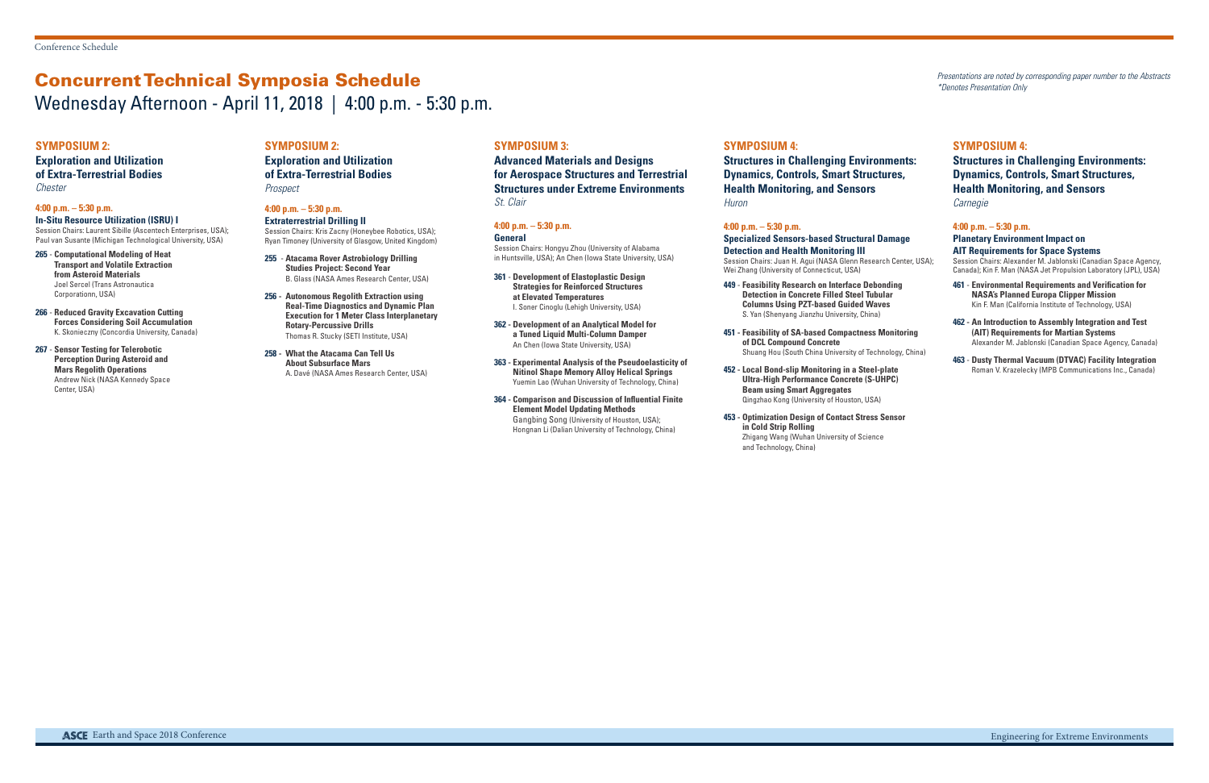# Concurrent Technical Symposia Schedule

## Wednesday Afternoon - April 11, 2018 | 4:00 p.m. - 5:30 p.m.

*Presentations are noted by corresponding paper number to the Abstracts*
*\*Denotes Presentation Only*

### SYMPOSIUM 2:

**Exploration and Utilization of Extra-Terrestrial Bodies**
*Chester*

**4:00 p.m. – 5:30 p.m.**

**In-Situ Resource Utilization (ISRU) I**
Session Chairs: Laurent Sibille (Ascentech Enterprises, USA); Paul van Susante (Michigan Technological University, USA)

- **265 - Computational Modeling of Heat Transport and Volatile Extraction from Asteroid Materials**
  Joel Sercel (Trans Astronautica Corporationn, USA)
- **266 - Reduced Gravity Excavation Cutting Forces Considering Soil Accumulation**
  K. Skonieczny (Concordia University, Canada)
- **267 - Sensor Testing for Telerobotic Perception During Asteroid and Mars Regolith Operations**
  Andrew Nick (NASA Kennedy Space Center, USA)

### SYMPOSIUM 2:

**Exploration and Utilization of Extra-Terrestrial Bodies**
*Prospect*

**4:00 p.m. – 5:30 p.m.**

**Extraterrestrial Drilling II**
Session Chairs: Kris Zacny (Honeybee Robotics, USA); Ryan Timoney (University of Glasgow, United Kingdom)

- **255 - Atacama Rover Astrobiology Drilling Studies Project: Second Year**
  B. Glass (NASA Ames Research Center, USA)
- **256 - Autonomous Regolith Extraction using Real-Time Diagnostics and Dynamic Plan Execution for 1 Meter Class Interplanetary Rotary-Percussive Drills**
  Thomas R. Stucky (SETI Institute, USA)
- **258 - What the Atacama Can Tell Us About Subsurface Mars**
  A. Davé (NASA Ames Research Center, USA)

### SYMPOSIUM 3:

**Advanced Materials and Designs for Aerospace Structures and Terrestrial Structures under Extreme Environments**
*St. Clair*

**4:00 p.m. – 5:30 p.m.**

**General**
Session Chairs: Hongyu Zhou (University of Alabama in Huntsville, USA); An Chen (Iowa State University, USA)

- **361 - Development of Elastoplastic Design Strategies for Reinforced Structures at Elevated Temperatures**
  I. Soner Cinoglu (Lehigh University, USA)
- **362 - Development of an Analytical Model for a Tuned Liquid Multi-Column Damper**
  An Chen (Iowa State University, USA)
- **363 - Experimental Analysis of the Pseudoelasticity of Nitinol Shape Memory Alloy Helical Springs**
  Yuemin Lao (Wuhan University of Technology, China)
- **364 - Comparison and Discussion of Influential Finite Element Model Updating Methods**
  Gangbing Song (University of Houston, USA); Hongnan Li (Dalian University of Technology, China)

### SYMPOSIUM 4:

**Structures in Challenging Environments: Dynamics, Controls, Smart Structures, Health Monitoring, and Sensors**
*Huron*

**4:00 p.m. – 5:30 p.m.**

**Specialized Sensors-based Structural Damage Detection and Health Monitoring III**
Session Chairs: Juan H. Agui (NASA Glenn Research Center, USA); Wei Zhang (University of Connecticut, USA)

- **449 - Feasibility Research on Interface Debonding Detection in Concrete Filled Steel Tubular Columns Using PZT-based Guided Waves**
  S. Yan (Shenyang Jianzhu University, China)
- **451 - Feasibility of SA-based Compactness Monitoring of DCL Compound Concrete**
  Shuang Hou (South China University of Technology, China)
- **452 - Local Bond-slip Monitoring in a Steel-plate Ultra-High Performance Concrete (S-UHPC) Beam using Smart Aggregates**
  Qingzhao Kong (University of Houston, USA)
- **453 - Optimization Design of Contact Stress Sensor in Cold Strip Rolling**
  Zhigang Wang (Wuhan University of Science and Technology, China)

### SYMPOSIUM 4:

**Structures in Challenging Environments: Dynamics, Controls, Smart Structures, Health Monitoring, and Sensors**
*Carnegie*

**4:00 p.m. – 5:30 p.m.**

**Planetary Environment Impact on AIT Requirements for Space Systems**
Session Chairs: Alexander M. Jablonski (Canadian Space Agency, Canada); Kin F. Man (NASA Jet Propulsion Laboratory (JPL), USA)

- **461 - Environmental Requirements and Verification for NASA's Planned Europa Clipper Mission**
  Kin F. Man (California Institute of Technology, USA)
- **462 - An Introduction to Assembly Integration and Test (AIT) Requirements for Martian Systems**
  Alexander M. Jablonski (Canadian Space Agency, Canada)
- **463 - Dusty Thermal Vacuum (DTVAC) Facility Integration**
  Roman V. Krazelecky (MPB Communications Inc., Canada)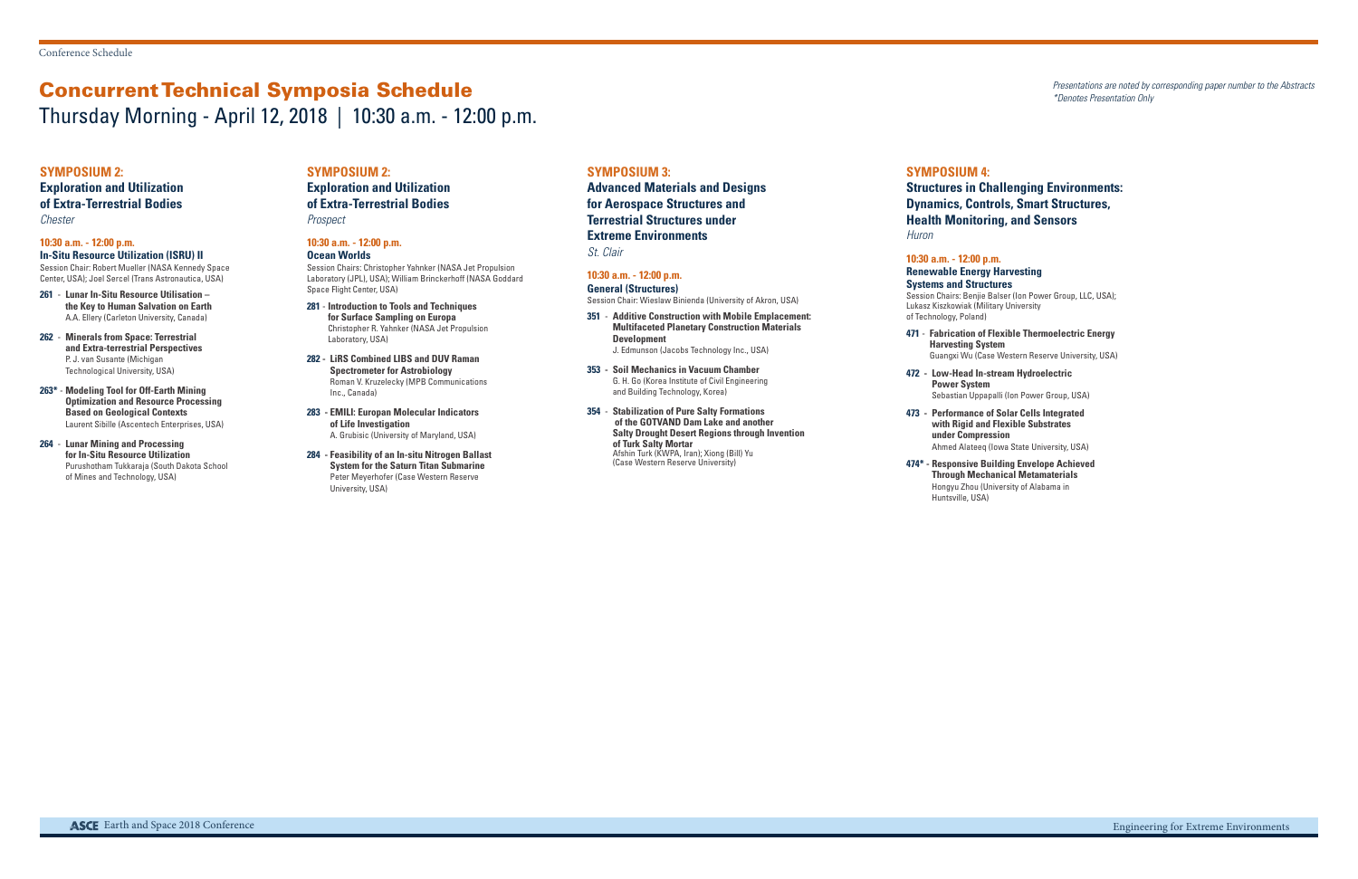# Concurrent Technical Symposia Schedule

## Thursday Morning - April 12, 2018 | 10:30 a.m. - 12:00 p.m.

*Presentations are noted by corresponding paper number to the Abstracts*
*\*Denotes Presentation Only*

### SYMPOSIUM 2:
### Exploration and Utilization of Extra-Terrestrial Bodies
*Chester*

**10:30 a.m. - 12:00 p.m.**
**In-Situ Resource Utilization (ISRU) II**
Session Chair: Robert Mueller (NASA Kennedy Space Center, USA); Joel Sercel (Trans Astronautica, USA)

- **261 - Lunar In-Situ Resource Utilisation – the Key to Human Salvation on Earth**
  A.A. Ellery (Carleton University, Canada)
- **262 - Minerals from Space: Terrestrial and Extra-terrestrial Perspectives**
  P. J. van Susante (Michigan Technological University, USA)
- **263\* - Modeling Tool for Off-Earth Mining Optimization and Resource Processing Based on Geological Contexts**
  Laurent Sibille (Ascentech Enterprises, USA)
- **264 - Lunar Mining and Processing for In-Situ Resource Utilization**
  Purushotham Tukkaraja (South Dakota School of Mines and Technology, USA)

### SYMPOSIUM 2:
### Exploration and Utilization of Extra-Terrestrial Bodies
*Prospect*

**10:30 a.m. - 12:00 p.m.**
**Ocean Worlds**
Session Chairs: Christopher Yahnker (NASA Jet Propulsion Laboratory (JPL), USA); William Brinckerhoff (NASA Goddard Space Flight Center, USA)

- **281 - Introduction to Tools and Techniques for Surface Sampling on Europa**
  Christopher R. Yahnker (NASA Jet Propulsion Laboratory, USA)
- **282 - LiRS Combined LIBS and DUV Raman Spectrometer for Astrobiology**
  Roman V. Kruzelecky (MPB Communications Inc., Canada)
- **283 - EMILI: Europan Molecular Indicators of Life Investigation**
  A. Grubisic (University of Maryland, USA)
- **284 - Feasibility of an In-situ Nitrogen Ballast System for the Saturn Titan Submarine**
  Peter Meyerhofer (Case Western Reserve University, USA)

### SYMPOSIUM 3:
### Advanced Materials and Designs for Aerospace Structures and Terrestrial Structures under Extreme Environments
*St. Clair*

**10:30 a.m. - 12:00 p.m.**
**General (Structures)**
Session Chair: Wieslaw Binienda (University of Akron, USA)

- **351 - Additive Construction with Mobile Emplacement: Multifaceted Planetary Construction Materials Development**
  J. Edmunson (Jacobs Technology Inc., USA)
- **353 - Soil Mechanics in Vacuum Chamber**
  G. H. Go (Korea Institute of Civil Engineering and Building Technology, Korea)
- **354 - Stabilization of Pure Salty Formations of the GOTVAND Dam Lake and another Salty Drought Desert Regions through Invention of Turk Salty Mortar**
  Afshin Turk (KWPA, Iran); Xiong (Bill) Yu (Case Western Reserve University)

### SYMPOSIUM 4:
### Structures in Challenging Environments: Dynamics, Controls, Smart Structures, Health Monitoring, and Sensors
*Huron*

**10:30 a.m. - 12:00 p.m.**
**Renewable Energy Harvesting Systems and Structures**
Session Chairs: Benjie Balser (Ion Power Group, LLC, USA); Lukasz Kiszkowiak (Military University of Technology, Poland)

- **471 - Fabrication of Flexible Thermoelectric Energy Harvesting System**
  Guangxi Wu (Case Western Reserve University, USA)
- **472 - Low-Head In-stream Hydroelectric Power System**
  Sebastian Uppapalli (Ion Power Group, USA)
- **473 - Performance of Solar Cells Integrated with Rigid and Flexible Substrates under Compression**
  Ahmed Alateeq (Iowa State University, USA)
- **474\* - Responsive Building Envelope Achieved Through Mechanical Metamaterials**
  Hongyu Zhou (University of Alabama in Huntsville, USA)